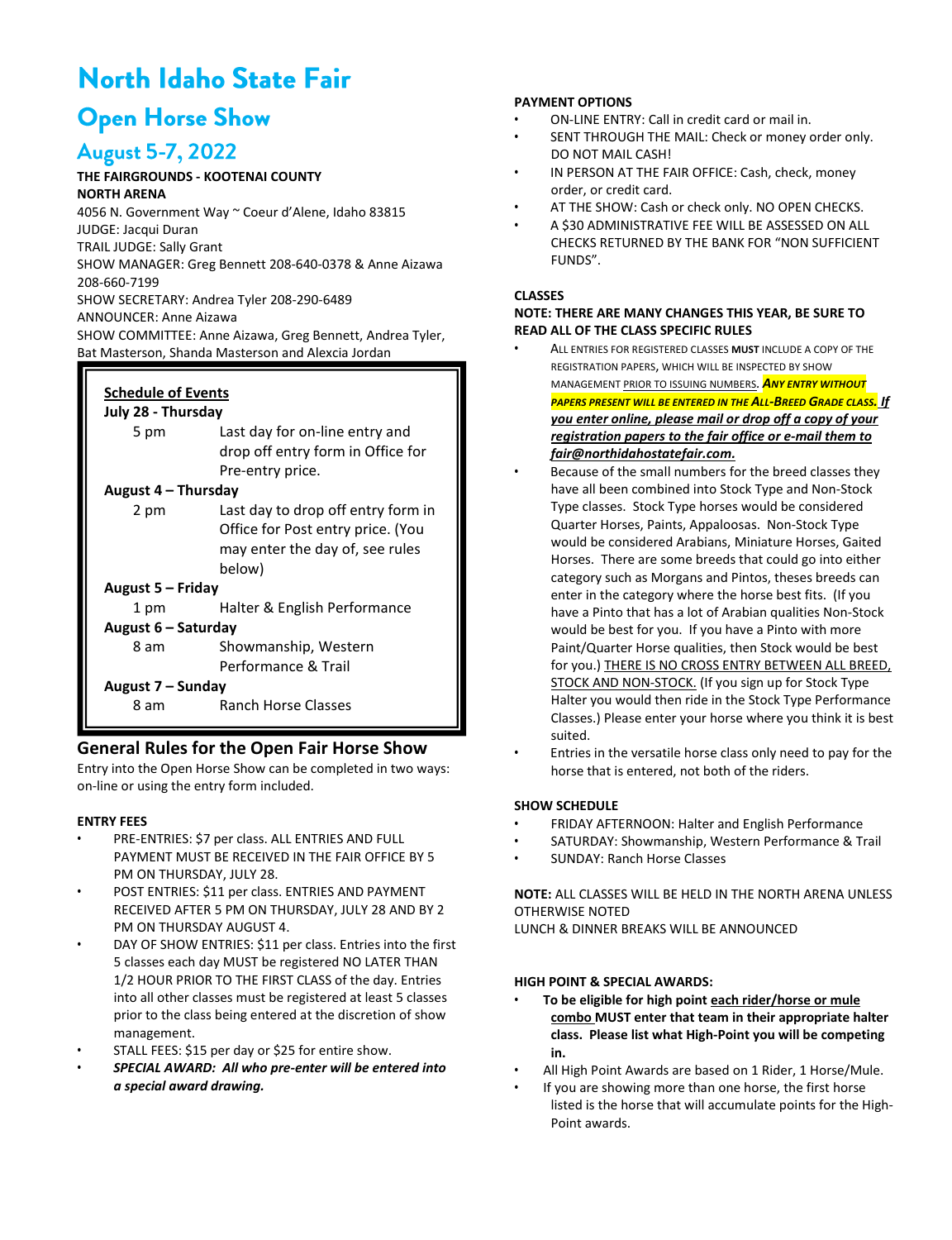# North Idaho State Fair

## Open Horse Show

## August 5-7, 2022

**THE FAIRGROUNDS - KOOTENAI COUNTY**
**NORTH ARENA**
4056 N. Government Way ~ Coeur d'Alene, Idaho 83815
JUDGE: Jacqui Duran
TRAIL JUDGE: Sally Grant
SHOW MANAGER: Greg Bennett 208-640-0378 & Anne Aizawa 208-660-7199
SHOW SECRETARY: Andrea Tyler 208-290-6489
ANNOUNCER: Anne Aizawa
SHOW COMMITTEE: Anne Aizawa, Greg Bennett, Andrea Tyler, Bat Masterson, Shanda Masterson and Alexcia Jordan

**Schedule of Events**

**July 28 - Thursday**

| | |
|---|---|
| 5 pm | Last day for on-line entry and drop off entry form in Office for Pre-entry price. |

**August 4 – Thursday**

| | |
|---|---|
| 2 pm | Last day to drop off entry form in Office for Post entry price. (You may enter the day of, see rules below) |

**August 5 – Friday**

| | |
|---|---|
| 1 pm | Halter & English Performance |

**August 6 – Saturday**

| | |
|---|---|
| 8 am | Showmanship, Western Performance & Trail |

**August 7 – Sunday**

| | |
|---|---|
| 8 am | Ranch Horse Classes |

## General Rules for the Open Fair Horse Show

Entry into the Open Horse Show can be completed in two ways: on-line or using the entry form included.

**ENTRY FEES**

- PRE-ENTRIES: $7 per class. ALL ENTRIES AND FULL PAYMENT MUST BE RECEIVED IN THE FAIR OFFICE BY 5 PM ON THURSDAY, JULY 28.
- POST ENTRIES: $11 per class. ENTRIES AND PAYMENT RECEIVED AFTER 5 PM ON THURSDAY, JULY 28 AND BY 2 PM ON THURSDAY AUGUST 4.
- DAY OF SHOW ENTRIES: $11 per class. Entries into the first 5 classes each day MUST be registered NO LATER THAN 1/2 HOUR PRIOR TO THE FIRST CLASS of the day. Entries into all other classes must be registered at least 5 classes prior to the class being entered at the discretion of show management.
- STALL FEES: $15 per day or $25 for entire show.
- ***SPECIAL AWARD: All who pre-enter will be entered into a special award drawing.***

**PAYMENT OPTIONS**

- ON-LINE ENTRY: Call in credit card or mail in.
- SENT THROUGH THE MAIL: Check or money order only. DO NOT MAIL CASH!
- IN PERSON AT THE FAIR OFFICE: Cash, check, money order, or credit card.
- AT THE SHOW: Cash or check only. NO OPEN CHECKS.
- A $30 ADMINISTRATIVE FEE WILL BE ASSESSED ON ALL CHECKS RETURNED BY THE BANK FOR "NON SUFFICIENT FUNDS".

**CLASSES**

**NOTE: THERE ARE MANY CHANGES THIS YEAR, BE SURE TO READ ALL OF THE CLASS SPECIFIC RULES**

- ALL ENTRIES FOR REGISTERED CLASSES **MUST** INCLUDE A COPY OF THE REGISTRATION PAPERS, WHICH WILL BE INSPECTED BY SHOW MANAGEMENT PRIOR TO ISSUING NUMBERS. ***ANY ENTRY WITHOUT PAPERS PRESENT WILL BE ENTERED IN THE ALL-BREED GRADE CLASS.*** ***If you enter online, please mail or drop off a copy of your registration papers to the fair office or e-mail them to fair@northidahostatefair.com.***
- Because of the small numbers for the breed classes they have all been combined into Stock Type and Non-Stock Type classes. Stock Type horses would be considered Quarter Horses, Paints, Appaloosas. Non-Stock Type would be considered Arabians, Miniature Horses, Gaited Horses. There are some breeds that could go into either category such as Morgans and Pintos, theses breeds can enter in the category where the horse best fits. (If you have a Pinto that has a lot of Arabian qualities Non-Stock would be best for you. If you have a Pinto with more Paint/Quarter Horse qualities, then Stock would be best for you.) THERE IS NO CROSS ENTRY BETWEEN ALL BREED, STOCK AND NON-STOCK. (If you sign up for Stock Type Halter you would then ride in the Stock Type Performance Classes.) Please enter your horse where you think it is best suited.
- Entries in the versatile horse class only need to pay for the horse that is entered, not both of the riders.

**SHOW SCHEDULE**

- FRIDAY AFTERNOON: Halter and English Performance
- SATURDAY: Showmanship, Western Performance & Trail
- SUNDAY: Ranch Horse Classes

**NOTE:** ALL CLASSES WILL BE HELD IN THE NORTH ARENA UNLESS OTHERWISE NOTED
LUNCH & DINNER BREAKS WILL BE ANNOUNCED

**HIGH POINT & SPECIAL AWARDS:**

- **To be eligible for high point each rider/horse or mule combo MUST enter that team in their appropriate halter class. Please list what High-Point you will be competing in.**
- All High Point Awards are based on 1 Rider, 1 Horse/Mule.
- If you are showing more than one horse, the first horse listed is the horse that will accumulate points for the High-Point awards.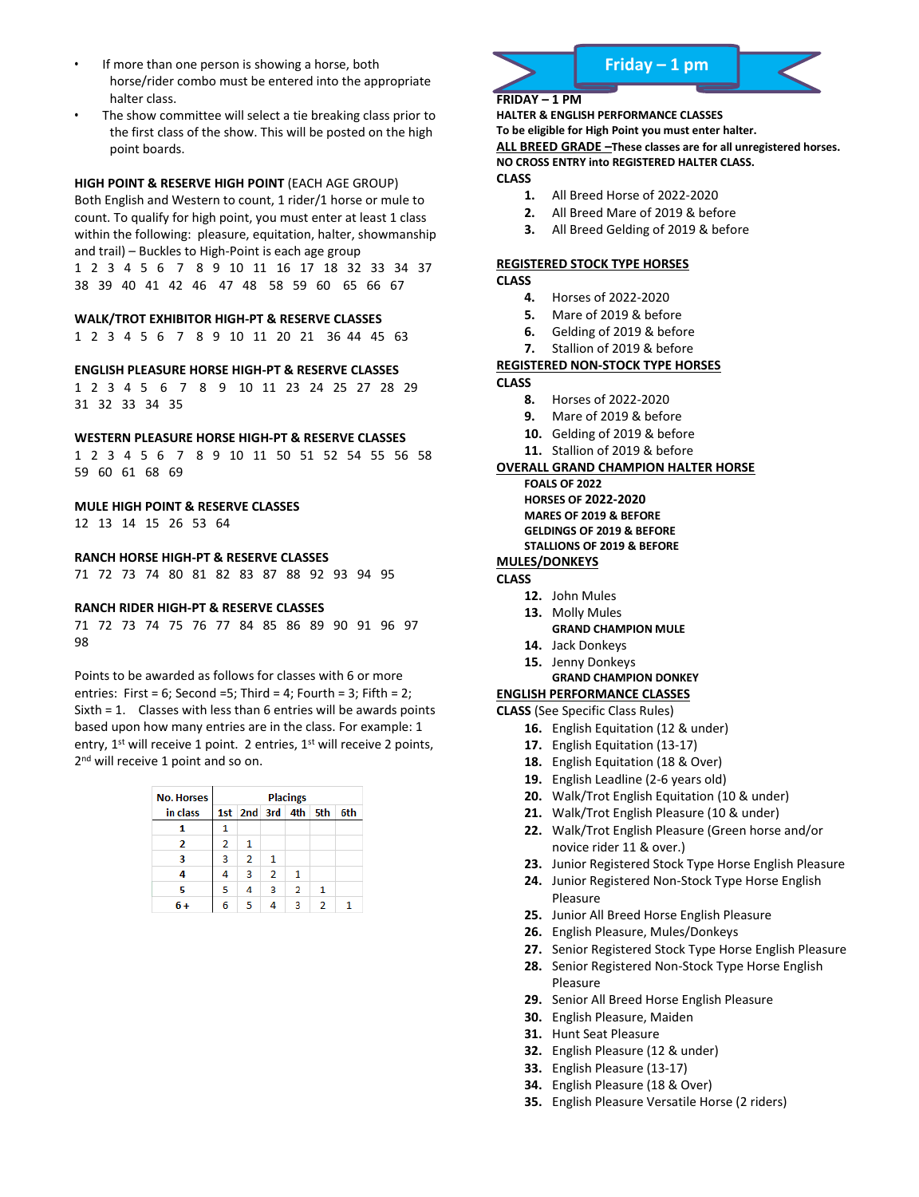- If more than one person is showing a horse, both horse/rider combo must be entered into the appropriate halter class.
- The show committee will select a tie breaking class prior to the first class of the show. This will be posted on the high point boards.

**HIGH POINT & RESERVE HIGH POINT** (EACH AGE GROUP)
Both English and Western to count, 1 rider/1 horse or mule to count. To qualify for high point, you must enter at least 1 class within the following: pleasure, equitation, halter, showmanship and trail) – Buckles to High-Point is each age group
1 2 3 4 5 6 7 8 9 10 11 16 17 18 32 33 34 37 38 39 40 41 42 46 47 48 58 59 60 65 66 67

**WALK/TROT EXHIBITOR HIGH-PT & RESERVE CLASSES**
1 2 3 4 5 6 7 8 9 10 11 20 21 36 44 45 63

**ENGLISH PLEASURE HORSE HIGH-PT & RESERVE CLASSES**
1 2 3 4 5 6 7 8 9 10 11 23 24 25 27 28 29 31 32 33 34 35

**WESTERN PLEASURE HORSE HIGH-PT & RESERVE CLASSES**
1 2 3 4 5 6 7 8 9 10 11 50 51 52 54 55 56 58 59 60 61 68 69

**MULE HIGH POINT & RESERVE CLASSES**
12 13 14 15 26 53 64

**RANCH HORSE HIGH-PT & RESERVE CLASSES**
71 72 73 74 80 81 82 83 87 88 92 93 94 95

**RANCH RIDER HIGH-PT & RESERVE CLASSES**
71 72 73 74 75 76 77 84 85 86 89 90 91 96 97 98

Points to be awarded as follows for classes with 6 or more entries: First = 6; Second =5; Third = 4; Fourth = 3; Fifth = 2; Sixth = 1. Classes with less than 6 entries will be awards points based upon how many entries are in the class. For example: 1 entry, 1st will receive 1 point. 2 entries, 1st will receive 2 points, 2nd will receive 1 point and so on.

| No. Horses in class | Placings | | | | | |
|---|---|---|---|---|---|---|
| | 1st | 2nd | 3rd | 4th | 5th | 6th |
| 1 | 1 | | | | | |
| 2 | 2 | 1 | | | | |
| 3 | 3 | 2 | 1 | | | |
| 4 | 4 | 3 | 2 | 1 | | |
| 5 | 5 | 4 | 3 | 2 | 1 | |
| 6 + | 6 | 5 | 4 | 3 | 2 | 1 |

## Friday – 1 pm

**FRIDAY – 1 PM**
**HALTER & ENGLISH PERFORMANCE CLASSES**
**To be eligible for High Point you must enter halter.**
**ALL BREED GRADE –These classes are for all unregistered horses.**
**NO CROSS ENTRY into REGISTERED HALTER CLASS.**
**CLASS**

1. All Breed Horse of 2022-2020
2. All Breed Mare of 2019 & before
3. All Breed Gelding of 2019 & before

**REGISTERED STOCK TYPE HORSES**
**CLASS**

4. Horses of 2022-2020
5. Mare of 2019 & before
6. Gelding of 2019 & before
7. Stallion of 2019 & before

**REGISTERED NON-STOCK TYPE HORSES**
**CLASS**

8. Horses of 2022-2020
9. Mare of 2019 & before
10. Gelding of 2019 & before
11. Stallion of 2019 & before

**OVERALL GRAND CHAMPION HALTER HORSE**
**FOALS OF 2022**
**HORSES OF 2022-2020**
**MARES OF 2019 & BEFORE**
**GELDINGS OF 2019 & BEFORE**
**STALLIONS OF 2019 & BEFORE**

**MULES/DONKEYS**
**CLASS**

12. John Mules
13. Molly Mules
    **GRAND CHAMPION MULE**
14. Jack Donkeys
15. Jenny Donkeys
    **GRAND CHAMPION DONKEY**

**ENGLISH PERFORMANCE CLASSES**
**CLASS** (See Specific Class Rules)

16. English Equitation (12 & under)
17. English Equitation (13-17)
18. English Equitation (18 & Over)
19. English Leadline (2-6 years old)
20. Walk/Trot English Equitation (10 & under)
21. Walk/Trot English Pleasure (10 & under)
22. Walk/Trot English Pleasure (Green horse and/or novice rider 11 & over.)
23. Junior Registered Stock Type Horse English Pleasure
24. Junior Registered Non-Stock Type Horse English Pleasure
25. Junior All Breed Horse English Pleasure
26. English Pleasure, Mules/Donkeys
27. Senior Registered Stock Type Horse English Pleasure
28. Senior Registered Non-Stock Type Horse English Pleasure
29. Senior All Breed Horse English Pleasure
30. English Pleasure, Maiden
31. Hunt Seat Pleasure
32. English Pleasure (12 & under)
33. English Pleasure (13-17)
34. English Pleasure (18 & Over)
35. English Pleasure Versatile Horse (2 riders)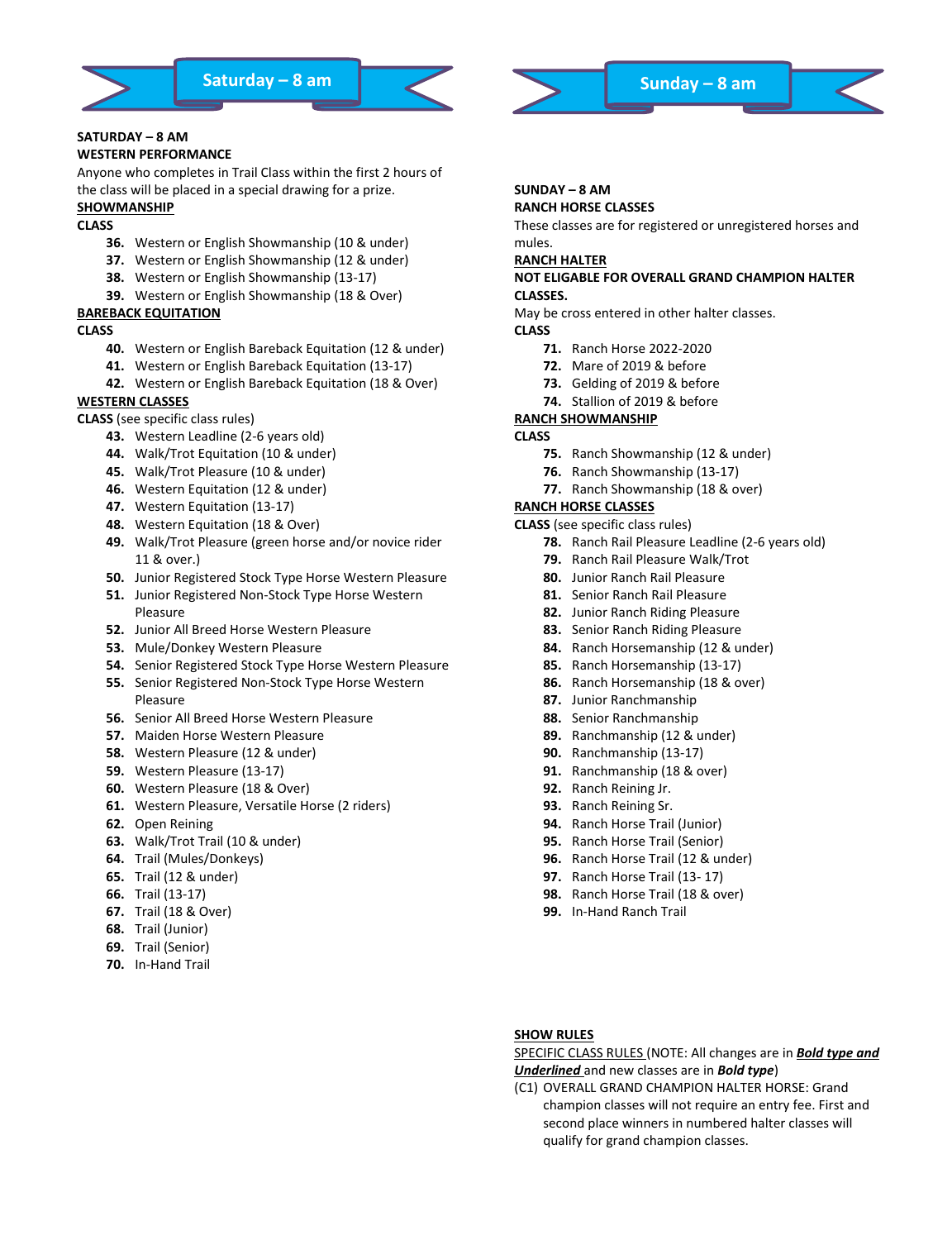# Saturday – 8 am

**SATURDAY – 8 AM**
**WESTERN PERFORMANCE**

Anyone who completes in Trail Class within the first 2 hours of the class will be placed in a special drawing for a prize.

**SHOWMANSHIP**

**CLASS**

36. Western or English Showmanship (10 & under)
37. Western or English Showmanship (12 & under)
38. Western or English Showmanship (13-17)
39. Western or English Showmanship (18 & Over)

**BAREBACK EQUITATION**

**CLASS**

40. Western or English Bareback Equitation (12 & under)
41. Western or English Bareback Equitation (13-17)
42. Western or English Bareback Equitation (18 & Over)

**WESTERN CLASSES**

**CLASS** (see specific class rules)

43. Western Leadline (2-6 years old)
44. Walk/Trot Equitation (10 & under)
45. Walk/Trot Pleasure (10 & under)
46. Western Equitation (12 & under)
47. Western Equitation (13-17)
48. Western Equitation (18 & Over)
49. Walk/Trot Pleasure (green horse and/or novice rider 11 & over.)
50. Junior Registered Stock Type Horse Western Pleasure
51. Junior Registered Non-Stock Type Horse Western Pleasure
52. Junior All Breed Horse Western Pleasure
53. Mule/Donkey Western Pleasure
54. Senior Registered Stock Type Horse Western Pleasure
55. Senior Registered Non-Stock Type Horse Western Pleasure
56. Senior All Breed Horse Western Pleasure
57. Maiden Horse Western Pleasure
58. Western Pleasure (12 & under)
59. Western Pleasure (13-17)
60. Western Pleasure (18 & Over)
61. Western Pleasure, Versatile Horse (2 riders)
62. Open Reining
63. Walk/Trot Trail (10 & under)
64. Trail (Mules/Donkeys)
65. Trail (12 & under)
66. Trail (13-17)
67. Trail (18 & Over)
68. Trail (Junior)
69. Trail (Senior)
70. In-Hand Trail

# Sunday – 8 am

**SUNDAY – 8 AM**
**RANCH HORSE CLASSES**

These classes are for registered or unregistered horses and mules.

**RANCH HALTER**

**NOT ELIGABLE FOR OVERALL GRAND CHAMPION HALTER CLASSES.**

May be cross entered in other halter classes.

**CLASS**

71. Ranch Horse 2022-2020
72. Mare of 2019 & before
73. Gelding of 2019 & before
74. Stallion of 2019 & before

**RANCH SHOWMANSHIP**

**CLASS**

75. Ranch Showmanship (12 & under)
76. Ranch Showmanship (13-17)
77. Ranch Showmanship (18 & over)

**RANCH HORSE CLASSES**

**CLASS** (see specific class rules)

78. Ranch Rail Pleasure Leadline (2-6 years old)
79. Ranch Rail Pleasure Walk/Trot
80. Junior Ranch Rail Pleasure
81. Senior Ranch Rail Pleasure
82. Junior Ranch Riding Pleasure
83. Senior Ranch Riding Pleasure
84. Ranch Horsemanship (12 & under)
85. Ranch Horsemanship (13-17)
86. Ranch Horsemanship (18 & over)
87. Junior Ranchmanship
88. Senior Ranchmanship
89. Ranchmanship (12 & under)
90. Ranchmanship (13-17)
91. Ranchmanship (18 & over)
92. Ranch Reining Jr.
93. Ranch Reining Sr.
94. Ranch Horse Trail (Junior)
95. Ranch Horse Trail (Senior)
96. Ranch Horse Trail (12 & under)
97. Ranch Horse Trail (13- 17)
98. Ranch Horse Trail (18 & over)
99. In-Hand Ranch Trail

**SHOW RULES**

SPECIFIC CLASS RULES (NOTE: All changes are in ***Bold type and Underlined*** and new classes are in ***Bold type***)

(C1) OVERALL GRAND CHAMPION HALTER HORSE: Grand champion classes will not require an entry fee. First and second place winners in numbered halter classes will qualify for grand champion classes.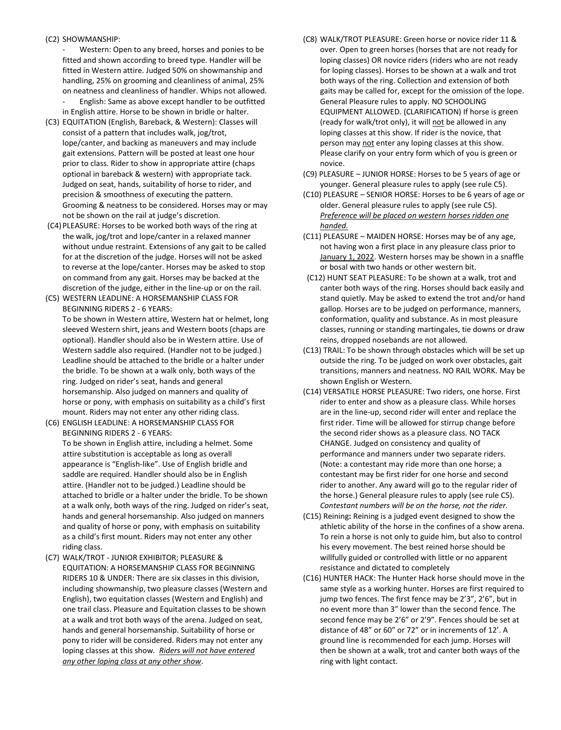(C2) SHOWMANSHIP:

- Western: Open to any breed, horses and ponies to be fitted and shown according to breed type. Handler will be fitted in Western attire. Judged 50% on showmanship and handling, 25% on grooming and cleanliness of animal, 25% on neatness and cleanliness of handler. Whips not allowed.
- English: Same as above except handler to be outfitted in English attire. Horse to be shown in bridle or halter.

(C3) EQUITATION (English, Bareback, & Western): Classes will consist of a pattern that includes walk, jog/trot, lope/canter, and backing as maneuvers and may include gait extensions. Pattern will be posted at least one hour prior to class. Rider to show in appropriate attire (chaps optional in bareback & western) with appropriate tack. Judged on seat, hands, suitability of horse to rider, and precision & smoothness of executing the pattern. Grooming & neatness to be considered. Horses may or may not be shown on the rail at judge's discretion.

(C4) PLEASURE: Horses to be worked both ways of the ring at the walk, jog/trot and lope/canter in a relaxed manner without undue restraint. Extensions of any gait to be called for at the discretion of the judge. Horses will not be asked to reverse at the lope/canter. Horses may be asked to stop on command from any gait. Horses may be backed at the discretion of the judge, either in the line-up or on the rail.

(C5) WESTERN LEADLINE: A HORSEMANSHIP CLASS FOR BEGINNING RIDERS 2 - 6 YEARS:
To be shown in Western attire, Western hat or helmet, long sleeved Western shirt, jeans and Western boots (chaps are optional). Handler should also be in Western attire. Use of Western saddle also required. (Handler not to be judged.) Leadline should be attached to the bridle or a halter under the bridle. To be shown at a walk only, both ways of the ring. Judged on rider's seat, hands and general horsemanship. Also judged on manners and quality of horse or pony, with emphasis on suitability as a child's first mount. Riders may not enter any other riding class.

(C6) ENGLISH LEADLINE: A HORSEMANSHIP CLASS FOR BEGINNING RIDERS 2 - 6 YEARS:
To be shown in English attire, including a helmet. Some attire substitution is acceptable as long as overall appearance is "English-like". Use of English bridle and saddle are required. Handler should also be in English attire. (Handler not to be judged.) Leadline should be attached to bridle or a halter under the bridle. To be shown at a walk only, both ways of the ring. Judged on rider's seat, hands and general horsemanship. Also judged on manners and quality of horse or pony, with emphasis on suitability as a child's first mount. Riders may not enter any other riding class.

(C7) WALK/TROT - JUNIOR EXHIBITOR; PLEASURE & EQUITATION: A HORSEMANSHIP CLASS FOR BEGINNING RIDERS 10 & UNDER: There are six classes in this division, including showmanship, two pleasure classes (Western and English), two equitation classes (Western and English) and one trail class. Pleasure and Equitation classes to be shown at a walk and trot both ways of the arena. Judged on seat, hands and general horsemanship. Suitability of horse or pony to rider will be considered. Riders may not enter any loping classes at this show. <u>*Riders will not have entered any other loping class at any other show*</u>.

(C8) WALK/TROT PLEASURE: Green horse or novice rider 11 & over. Open to green horses (horses that are not ready for loping classes) OR novice riders (riders who are not ready for loping classes). Horses to be shown at a walk and trot both ways of the ring. Collection and extension of both gaits may be called for, except for the omission of the lope. General Pleasure rules to apply. NO SCHOOLING EQUIPMENT ALLOWED. (CLARIFICATION) If horse is green (ready for walk/trot only), it will <u>not</u> be allowed in any loping classes at this show. If rider is the novice, that person may <u>not</u> enter any loping classes at this show. Please clarify on your entry form which of you is green or novice.

(C9) PLEASURE – JUNIOR HORSE: Horses to be 5 years of age or younger. General pleasure rules to apply (see rule C5).

(C10) PLEASURE – SENIOR HORSE: Horses to be 6 years of age or older. General pleasure rules to apply (see rule C5). <u>*Preference will be placed on western horses ridden one handed.*</u>

(C11) PLEASURE – MAIDEN HORSE: Horses may be of any age, not having won a first place in any pleasure class prior to <u>January 1, 2022</u>. Western horses may be shown in a snaffle or bosal with two hands or other western bit.

(C12) HUNT SEAT PLEASURE: To be shown at a walk, trot and canter both ways of the ring. Horses should back easily and stand quietly. May be asked to extend the trot and/or hand gallop. Horses are to be judged on performance, manners, conformation, quality and substance. As in most pleasure classes, running or standing martingales, tie downs or draw reins, dropped nosebands are not allowed.

(C13) TRAIL: To be shown through obstacles which will be set up outside the ring. To be judged on work over obstacles, gait transitions, manners and neatness. NO RAIL WORK. May be shown English or Western.

(C14) VERSATILE HORSE PLEASURE: Two riders, one horse. First rider to enter and show as a pleasure class. While horses are in the line-up, second rider will enter and replace the first rider. Time will be allowed for stirrup change before the second rider shows as a pleasure class. NO TACK CHANGE. Judged on consistency and quality of performance and manners under two separate riders. (Note: a contestant may ride more than one horse; a contestant may be first rider for one horse and second rider to another. Any award will go to the regular rider of the horse.) General pleasure rules to apply (see rule C5). *Contestant numbers will be on the horse, not the rider.*

(C15) Reining**:** Reining is a judged event designed to show the athletic ability of the horse in the confines of a show arena. To rein a horse is not only to guide him, but also to control his every movement. The best reined horse should be willfully guided or controlled with little or no apparent resistance and dictated to completely

(C16) HUNTER HACK: The Hunter Hack horse should move in the same style as a working hunter. Horses are first required to jump two fences. The first fence may be 2'3", 2'6", but in no event more than 3" lower than the second fence. The second fence may be 2'6" or 2'9". Fences should be set at distance of 48" or 60" or 72" or in increments of 12'. A ground line is recommended for each jump. Horses will then be shown at a walk, trot and canter both ways of the ring with light contact.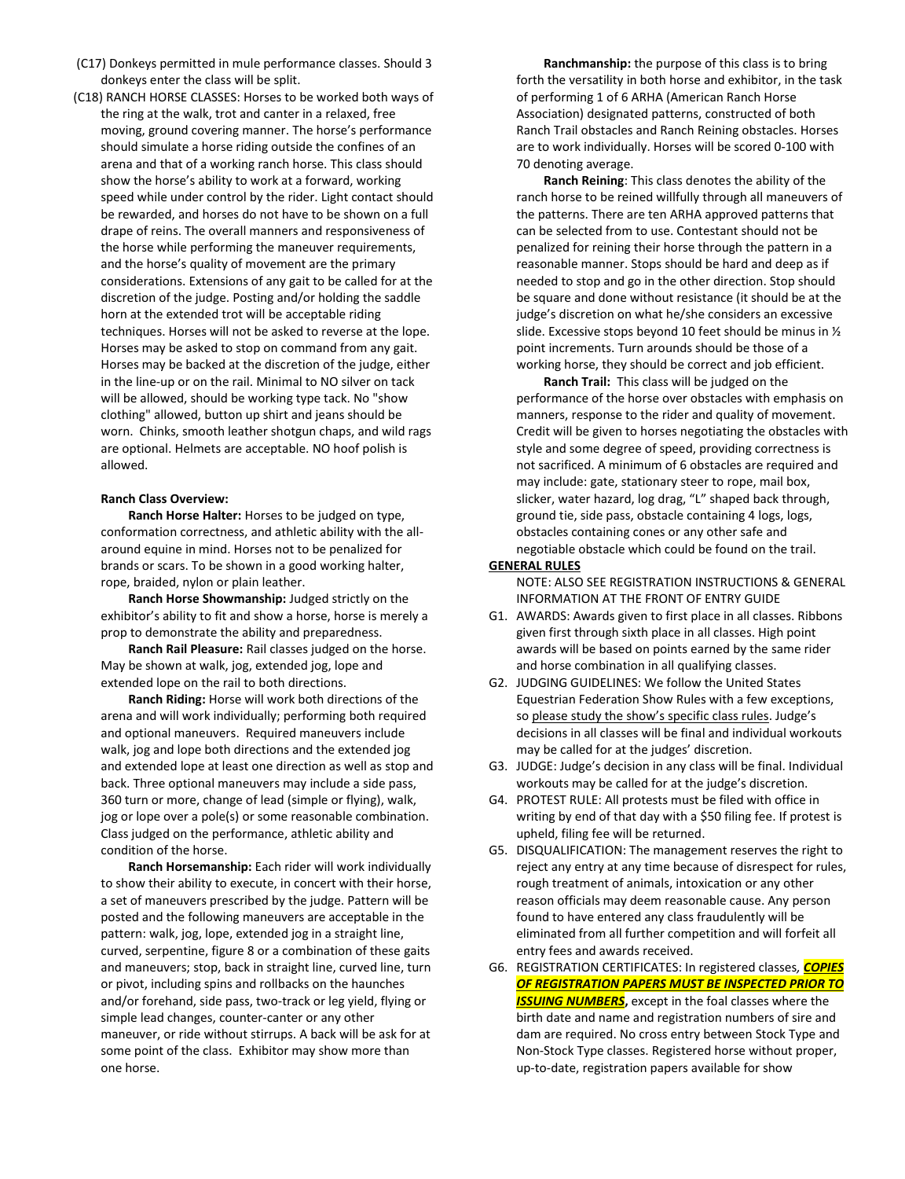(C17) Donkeys permitted in mule performance classes. Should 3 donkeys enter the class will be split.

(C18) RANCH HORSE CLASSES: Horses to be worked both ways of the ring at the walk, trot and canter in a relaxed, free moving, ground covering manner. The horse's performance should simulate a horse riding outside the confines of an arena and that of a working ranch horse. This class should show the horse's ability to work at a forward, working speed while under control by the rider. Light contact should be rewarded, and horses do not have to be shown on a full drape of reins. The overall manners and responsiveness of the horse while performing the maneuver requirements, and the horse's quality of movement are the primary considerations. Extensions of any gait to be called for at the discretion of the judge. Posting and/or holding the saddle horn at the extended trot will be acceptable riding techniques. Horses will not be asked to reverse at the lope. Horses may be asked to stop on command from any gait. Horses may be backed at the discretion of the judge, either in the line-up or on the rail. Minimal to NO silver on tack will be allowed, should be working type tack. No "show clothing" allowed, button up shirt and jeans should be worn. Chinks, smooth leather shotgun chaps, and wild rags are optional. Helmets are acceptable. NO hoof polish is allowed.

**Ranch Class Overview:**

**Ranch Horse Halter:** Horses to be judged on type, conformation correctness, and athletic ability with the all-around equine in mind. Horses not to be penalized for brands or scars. To be shown in a good working halter, rope, braided, nylon or plain leather.

**Ranch Horse Showmanship:** Judged strictly on the exhibitor's ability to fit and show a horse, horse is merely a prop to demonstrate the ability and preparedness.

**Ranch Rail Pleasure:** Rail classes judged on the horse. May be shown at walk, jog, extended jog, lope and extended lope on the rail to both directions.

**Ranch Riding:** Horse will work both directions of the arena and will work individually; performing both required and optional maneuvers. Required maneuvers include walk, jog and lope both directions and the extended jog and extended lope at least one direction as well as stop and back. Three optional maneuvers may include a side pass, 360 turn or more, change of lead (simple or flying), walk, jog or lope over a pole(s) or some reasonable combination. Class judged on the performance, athletic ability and condition of the horse.

**Ranch Horsemanship:** Each rider will work individually to show their ability to execute, in concert with their horse, a set of maneuvers prescribed by the judge. Pattern will be posted and the following maneuvers are acceptable in the pattern: walk, jog, lope, extended jog in a straight line, curved, serpentine, figure 8 or a combination of these gaits and maneuvers; stop, back in straight line, curved line, turn or pivot, including spins and rollbacks on the haunches and/or forehand, side pass, two-track or leg yield, flying or simple lead changes, counter-canter or any other maneuver, or ride without stirrups. A back will be ask for at some point of the class. Exhibitor may show more than one horse.

**Ranchmanship:** the purpose of this class is to bring forth the versatility in both horse and exhibitor, in the task of performing 1 of 6 ARHA (American Ranch Horse Association) designated patterns, constructed of both Ranch Trail obstacles and Ranch Reining obstacles. Horses are to work individually. Horses will be scored 0-100 with 70 denoting average.

**Ranch Reining**: This class denotes the ability of the ranch horse to be reined willfully through all maneuvers of the patterns. There are ten ARHA approved patterns that can be selected from to use. Contestant should not be penalized for reining their horse through the pattern in a reasonable manner. Stops should be hard and deep as if needed to stop and go in the other direction. Stop should be square and done without resistance (it should be at the judge's discretion on what he/she considers an excessive slide. Excessive stops beyond 10 feet should be minus in ½ point increments. Turn arounds should be those of a working horse, they should be correct and job efficient.

**Ranch Trail:** This class will be judged on the performance of the horse over obstacles with emphasis on manners, response to the rider and quality of movement. Credit will be given to horses negotiating the obstacles with style and some degree of speed, providing correctness is not sacrificed. A minimum of 6 obstacles are required and may include: gate, stationary steer to rope, mail box, slicker, water hazard, log drag, "L" shaped back through, ground tie, side pass, obstacle containing 4 logs, logs, obstacles containing cones or any other safe and negotiable obstacle which could be found on the trail.

**GENERAL RULES**

NOTE: ALSO SEE REGISTRATION INSTRUCTIONS & GENERAL INFORMATION AT THE FRONT OF ENTRY GUIDE

G1. AWARDS: Awards given to first place in all classes. Ribbons given first through sixth place in all classes. High point awards will be based on points earned by the same rider and horse combination in all qualifying classes.

G2. JUDGING GUIDELINES: We follow the United States Equestrian Federation Show Rules with a few exceptions, so please study the show's specific class rules. Judge's decisions in all classes will be final and individual workouts may be called for at the judges' discretion.

G3. JUDGE: Judge's decision in any class will be final. Individual workouts may be called for at the judge's discretion.

G4. PROTEST RULE: All protests must be filed with office in writing by end of that day with a $50 filing fee. If protest is upheld, filing fee will be returned.

G5. DISQUALIFICATION: The management reserves the right to reject any entry at any time because of disrespect for rules, rough treatment of animals, intoxication or any other reason officials may deem reasonable cause. Any person found to have entered any class fraudulently will be eliminated from all further competition and will forfeit all entry fees and awards received.

G6. REGISTRATION CERTIFICATES: In registered classes, ***COPIES OF REGISTRATION PAPERS MUST BE INSPECTED PRIOR TO ISSUING NUMBERS***, except in the foal classes where the birth date and name and registration numbers of sire and dam are required. No cross entry between Stock Type and Non-Stock Type classes. Registered horse without proper, up-to-date, registration papers available for show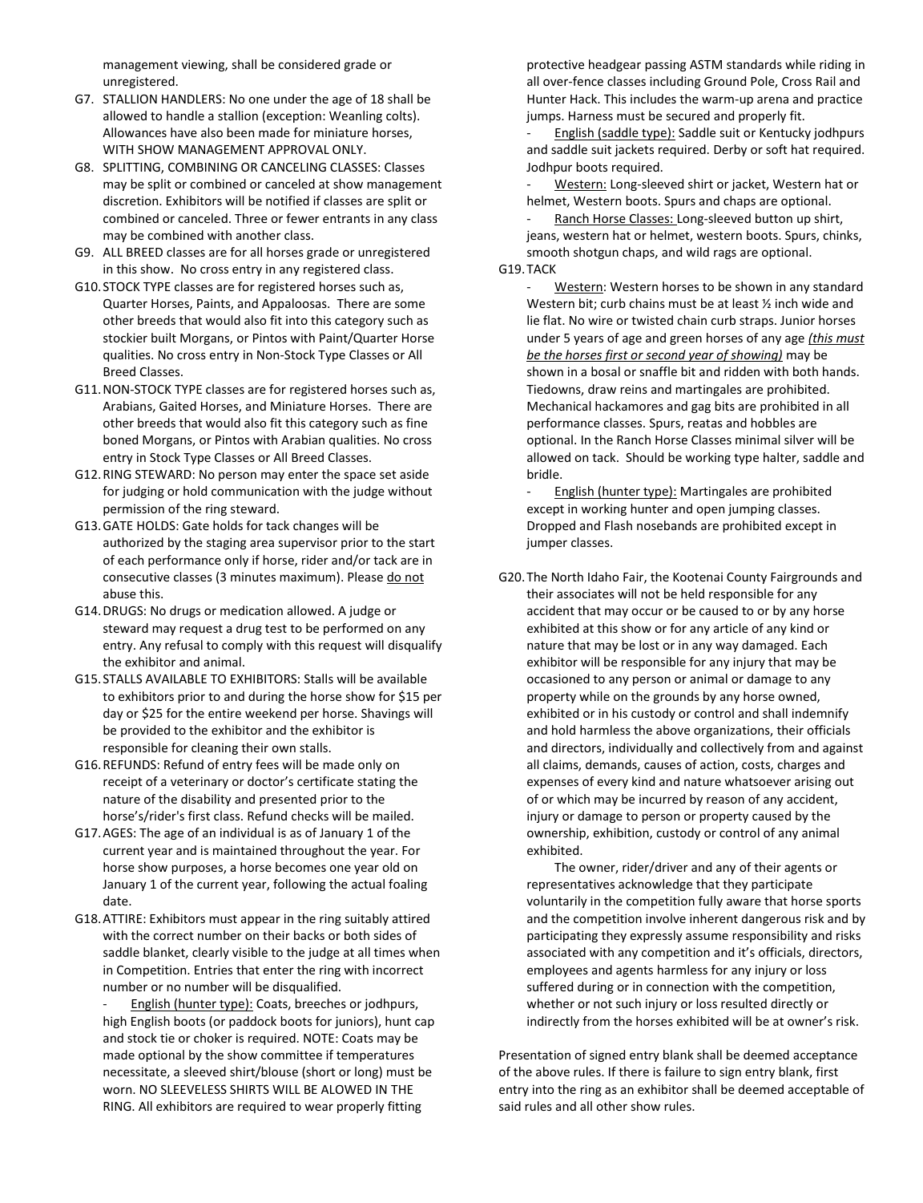management viewing, shall be considered grade or unregistered.

G7. STALLION HANDLERS: No one under the age of 18 shall be allowed to handle a stallion (exception: Weanling colts). Allowances have also been made for miniature horses, WITH SHOW MANAGEMENT APPROVAL ONLY.

G8. SPLITTING, COMBINING OR CANCELING CLASSES: Classes may be split or combined or canceled at show management discretion. Exhibitors will be notified if classes are split or combined or canceled. Three or fewer entrants in any class may be combined with another class.

G9. ALL BREED classes are for all horses grade or unregistered in this show. No cross entry in any registered class.

G10. STOCK TYPE classes are for registered horses such as, Quarter Horses, Paints, and Appaloosas. There are some other breeds that would also fit into this category such as stockier built Morgans, or Pintos with Paint/Quarter Horse qualities. No cross entry in Non-Stock Type Classes or All Breed Classes.

G11. NON-STOCK TYPE classes are for registered horses such as, Arabians, Gaited Horses, and Miniature Horses. There are other breeds that would also fit this category such as fine boned Morgans, or Pintos with Arabian qualities. No cross entry in Stock Type Classes or All Breed Classes.

G12. RING STEWARD: No person may enter the space set aside for judging or hold communication with the judge without permission of the ring steward.

G13. GATE HOLDS: Gate holds for tack changes will be authorized by the staging area supervisor prior to the start of each performance only if horse, rider and/or tack are in consecutive classes (3 minutes maximum). Please do not abuse this.

G14. DRUGS: No drugs or medication allowed. A judge or steward may request a drug test to be performed on any entry. Any refusal to comply with this request will disqualify the exhibitor and animal.

G15. STALLS AVAILABLE TO EXHIBITORS: Stalls will be available to exhibitors prior to and during the horse show for $15 per day or $25 for the entire weekend per horse. Shavings will be provided to the exhibitor and the exhibitor is responsible for cleaning their own stalls.

G16. REFUNDS: Refund of entry fees will be made only on receipt of a veterinary or doctor's certificate stating the nature of the disability and presented prior to the horse's/rider's first class. Refund checks will be mailed.

G17. AGES: The age of an individual is as of January 1 of the current year and is maintained throughout the year. For horse show purposes, a horse becomes one year old on January 1 of the current year, following the actual foaling date.

G18. ATTIRE: Exhibitors must appear in the ring suitably attired with the correct number on their backs or both sides of saddle blanket, clearly visible to the judge at all times when in Competition. Entries that enter the ring with incorrect number or no number will be disqualified.

- English (hunter type): Coats, breeches or jodhpurs, high English boots (or paddock boots for juniors), hunt cap and stock tie or choker is required. NOTE: Coats may be made optional by the show committee if temperatures necessitate, a sleeved shirt/blouse (short or long) must be worn. NO SLEEVELESS SHIRTS WILL BE ALOWED IN THE RING. All exhibitors are required to wear properly fitting protective headgear passing ASTM standards while riding in all over-fence classes including Ground Pole, Cross Rail and Hunter Hack. This includes the warm-up arena and practice jumps. Harness must be secured and properly fit.
- English (saddle type): Saddle suit or Kentucky jodhpurs and saddle suit jackets required. Derby or soft hat required. Jodhpur boots required.
- Western: Long-sleeved shirt or jacket, Western hat or helmet, Western boots. Spurs and chaps are optional.
- Ranch Horse Classes: Long-sleeved button up shirt, jeans, western hat or helmet, western boots. Spurs, chinks, smooth shotgun chaps, and wild rags are optional.

G19. TACK

- Western: Western horses to be shown in any standard Western bit; curb chains must be at least ½ inch wide and lie flat. No wire or twisted chain curb straps. Junior horses under 5 years of age and green horses of any age *(this must be the horses first or second year of showing)* may be shown in a bosal or snaffle bit and ridden with both hands. Tiedowns, draw reins and martingales are prohibited. Mechanical hackamores and gag bits are prohibited in all performance classes. Spurs, reatas and hobbles are optional. In the Ranch Horse Classes minimal silver will be allowed on tack. Should be working type halter, saddle and bridle.
- English (hunter type): Martingales are prohibited except in working hunter and open jumping classes. Dropped and Flash nosebands are prohibited except in jumper classes.

G20. The North Idaho Fair, the Kootenai County Fairgrounds and their associates will not be held responsible for any accident that may occur or be caused to or by any horse exhibited at this show or for any article of any kind or nature that may be lost or in any way damaged. Each exhibitor will be responsible for any injury that may be occasioned to any person or animal or damage to any property while on the grounds by any horse owned, exhibited or in his custody or control and shall indemnify and hold harmless the above organizations, their officials and directors, individually and collectively from and against all claims, demands, causes of action, costs, charges and expenses of every kind and nature whatsoever arising out of or which may be incurred by reason of any accident, injury or damage to person or property caused by the ownership, exhibition, custody or control of any animal exhibited.

The owner, rider/driver and any of their agents or representatives acknowledge that they participate voluntarily in the competition fully aware that horse sports and the competition involve inherent dangerous risk and by participating they expressly assume responsibility and risks associated with any competition and it's officials, directors, employees and agents harmless for any injury or loss suffered during or in connection with the competition, whether or not such injury or loss resulted directly or indirectly from the horses exhibited will be at owner's risk.

Presentation of signed entry blank shall be deemed acceptance of the above rules. If there is failure to sign entry blank, first entry into the ring as an exhibitor shall be deemed acceptable of said rules and all other show rules.